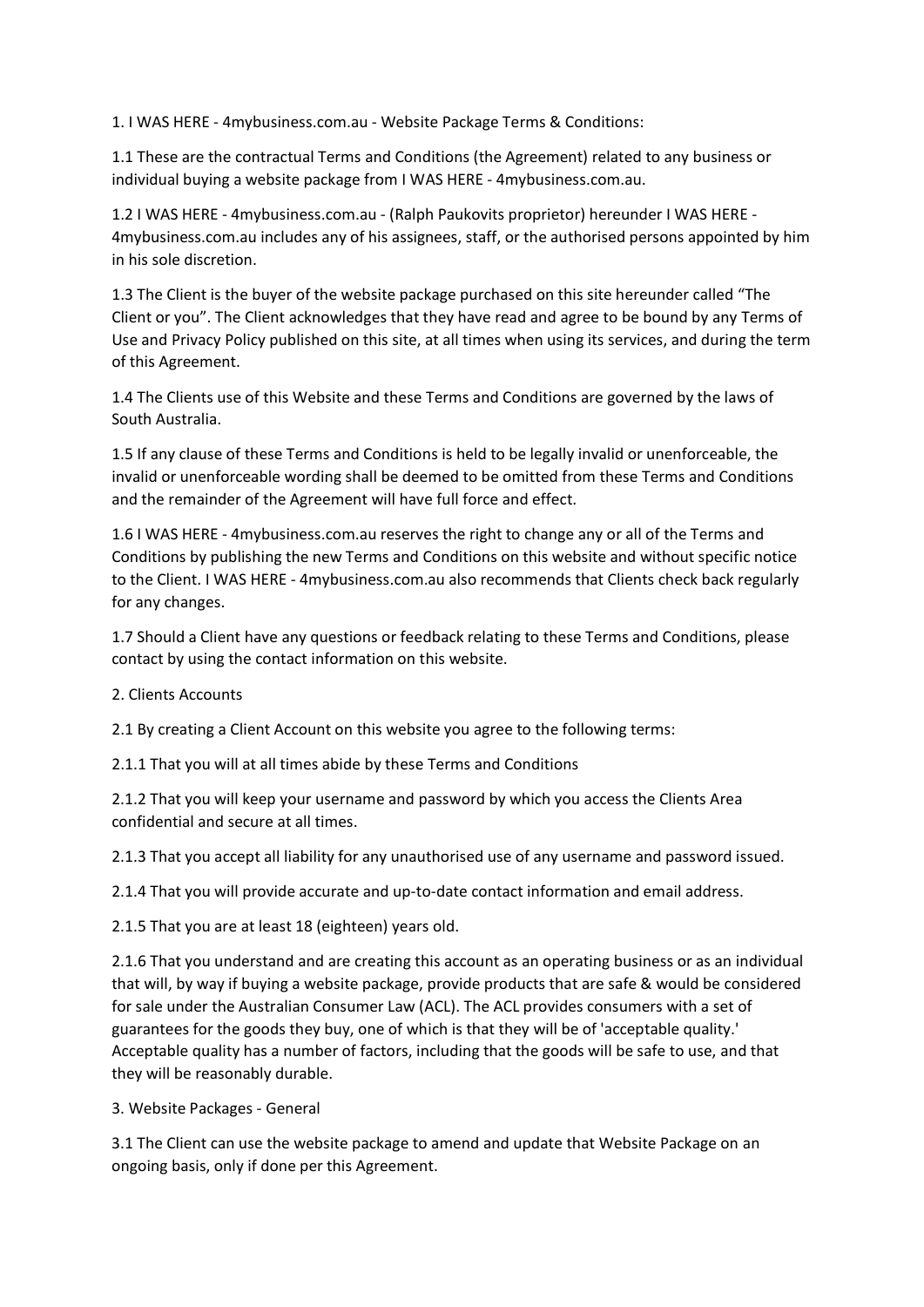1. I WAS HERE - 4mybusiness.com.au - Website Package Terms & Conditions:

1.1 These are the contractual Terms and Conditions (the Agreement) related to any business or individual buying a website package from I WAS HERE - 4mybusiness.com.au.

1.2 I WAS HERE - 4mybusiness.com.au - (Ralph Paukovits proprietor) hereunder I WAS HERE - 4mybusiness.com.au includes any of his assignees, staff, or the authorised persons appointed by him in his sole discretion.

1.3 The Client is the buyer of the website package purchased on this site hereunder called "The Client or you". The Client acknowledges that they have read and agree to be bound by any Terms of Use and Privacy Policy published on this site, at all times when using its services, and during the term of this Agreement.

1.4 The Clients use of this Website and these Terms and Conditions are governed by the laws of South Australia.

1.5 If any clause of these Terms and Conditions is held to be legally invalid or unenforceable, the invalid or unenforceable wording shall be deemed to be omitted from these Terms and Conditions and the remainder of the Agreement will have full force and effect.

1.6 I WAS HERE - 4mybusiness.com.au reserves the right to change any or all of the Terms and Conditions by publishing the new Terms and Conditions on this website and without specific notice to the Client. I WAS HERE - 4mybusiness.com.au also recommends that Clients check back regularly for any changes.

1.7 Should a Client have any questions or feedback relating to these Terms and Conditions, please contact by using the contact information on this website.

2. Clients Accounts

2.1 By creating a Client Account on this website you agree to the following terms:

2.1.1 That you will at all times abide by these Terms and Conditions

2.1.2 That you will keep your username and password by which you access the Clients Area confidential and secure at all times.

2.1.3 That you accept all liability for any unauthorised use of any username and password issued.

2.1.4 That you will provide accurate and up-to-date contact information and email address.

2.1.5 That you are at least 18 (eighteen) years old.

2.1.6 That you understand and are creating this account as an operating business or as an individual that will, by way if buying a website package, provide products that are safe & would be considered for sale under the Australian Consumer Law (ACL). The ACL provides consumers with a set of guarantees for the goods they buy, one of which is that they will be of 'acceptable quality.' Acceptable quality has a number of factors, including that the goods will be safe to use, and that they will be reasonably durable.

3. Website Packages - General

3.1 The Client can use the website package to amend and update that Website Package on an ongoing basis, only if done per this Agreement.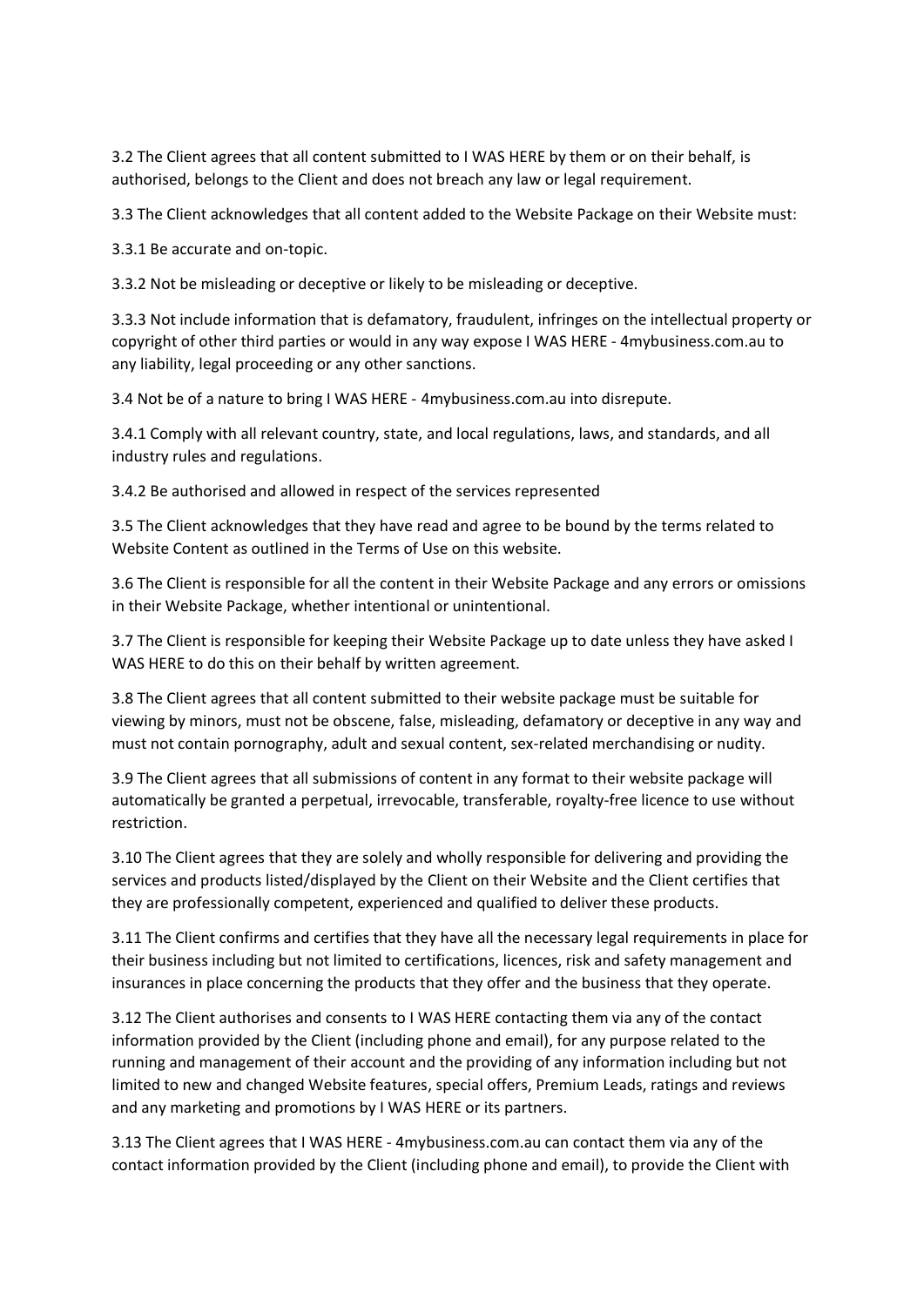3.2 The Client agrees that all content submitted to I WAS HERE by them or on their behalf, is authorised, belongs to the Client and does not breach any law or legal requirement.

3.3 The Client acknowledges that all content added to the Website Package on their Website must:

3.3.1 Be accurate and on-topic.

3.3.2 Not be misleading or deceptive or likely to be misleading or deceptive.

3.3.3 Not include information that is defamatory, fraudulent, infringes on the intellectual property or copyright of other third parties or would in any way expose I WAS HERE - 4mybusiness.com.au to any liability, legal proceeding or any other sanctions.

3.4 Not be of a nature to bring I WAS HERE - 4mybusiness.com.au into disrepute.

3.4.1 Comply with all relevant country, state, and local regulations, laws, and standards, and all industry rules and regulations.

3.4.2 Be authorised and allowed in respect of the services represented

3.5 The Client acknowledges that they have read and agree to be bound by the terms related to Website Content as outlined in the Terms of Use on this website.

3.6 The Client is responsible for all the content in their Website Package and any errors or omissions in their Website Package, whether intentional or unintentional.

3.7 The Client is responsible for keeping their Website Package up to date unless they have asked I WAS HERE to do this on their behalf by written agreement.

3.8 The Client agrees that all content submitted to their website package must be suitable for viewing by minors, must not be obscene, false, misleading, defamatory or deceptive in any way and must not contain pornography, adult and sexual content, sex-related merchandising or nudity.

3.9 The Client agrees that all submissions of content in any format to their website package will automatically be granted a perpetual, irrevocable, transferable, royalty-free licence to use without restriction.

3.10 The Client agrees that they are solely and wholly responsible for delivering and providing the services and products listed/displayed by the Client on their Website and the Client certifies that they are professionally competent, experienced and qualified to deliver these products.

3.11 The Client confirms and certifies that they have all the necessary legal requirements in place for their business including but not limited to certifications, licences, risk and safety management and insurances in place concerning the products that they offer and the business that they operate.

3.12 The Client authorises and consents to I WAS HERE contacting them via any of the contact information provided by the Client (including phone and email), for any purpose related to the running and management of their account and the providing of any information including but not limited to new and changed Website features, special offers, Premium Leads, ratings and reviews and any marketing and promotions by I WAS HERE or its partners.

3.13 The Client agrees that I WAS HERE - 4mybusiness.com.au can contact them via any of the contact information provided by the Client (including phone and email), to provide the Client with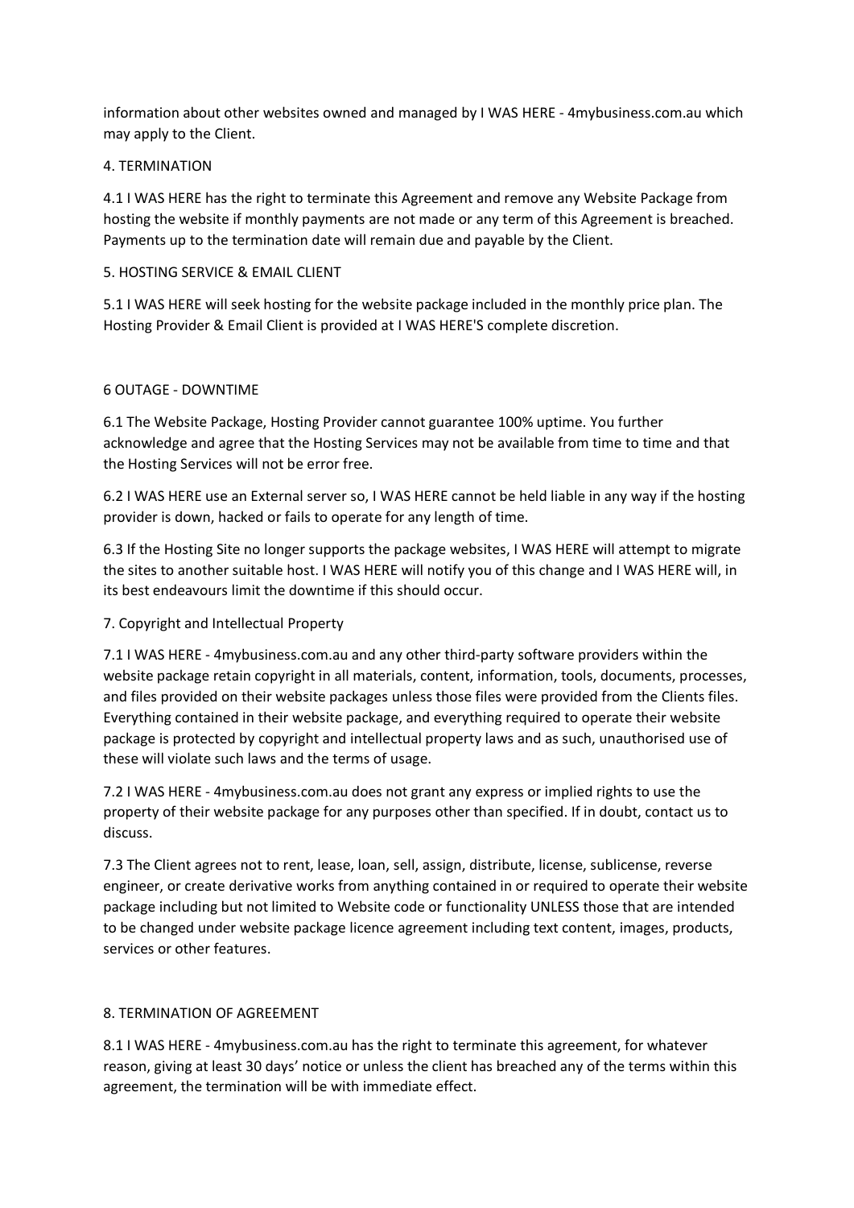information about other websites owned and managed by I WAS HERE - 4mybusiness.com.au which may apply to the Client.

## 4. TERMINATION

4.1 I WAS HERE has the right to terminate this Agreement and remove any Website Package from hosting the website if monthly payments are not made or any term of this Agreement is breached. Payments up to the termination date will remain due and payable by the Client.

## 5. HOSTING SERVICE & EMAIL CLIENT

5.1 I WAS HERE will seek hosting for the website package included in the monthly price plan. The Hosting Provider & Email Client is provided at I WAS HERE'S complete discretion.

## 6 OUTAGE - DOWNTIME

6.1 The Website Package, Hosting Provider cannot guarantee 100% uptime. You further acknowledge and agree that the Hosting Services may not be available from time to time and that the Hosting Services will not be error free.

6.2 I WAS HERE use an External server so, I WAS HERE cannot be held liable in any way if the hosting provider is down, hacked or fails to operate for any length of time.

6.3 If the Hosting Site no longer supports the package websites, I WAS HERE will attempt to migrate the sites to another suitable host. I WAS HERE will notify you of this change and I WAS HERE will, in its best endeavours limit the downtime if this should occur.

## 7. Copyright and Intellectual Property

7.1 I WAS HERE - 4mybusiness.com.au and any other third-party software providers within the website package retain copyright in all materials, content, information, tools, documents, processes, and files provided on their website packages unless those files were provided from the Clients files. Everything contained in their website package, and everything required to operate their website package is protected by copyright and intellectual property laws and as such, unauthorised use of these will violate such laws and the terms of usage.

7.2 I WAS HERE - 4mybusiness.com.au does not grant any express or implied rights to use the property of their website package for any purposes other than specified. If in doubt, contact us to discuss.

7.3 The Client agrees not to rent, lease, loan, sell, assign, distribute, license, sublicense, reverse engineer, or create derivative works from anything contained in or required to operate their website package including but not limited to Website code or functionality UNLESS those that are intended to be changed under website package licence agreement including text content, images, products, services or other features.

## 8. TERMINATION OF AGREEMENT

8.1 I WAS HERE - 4mybusiness.com.au has the right to terminate this agreement, for whatever reason, giving at least 30 days' notice or unless the client has breached any of the terms within this agreement, the termination will be with immediate effect.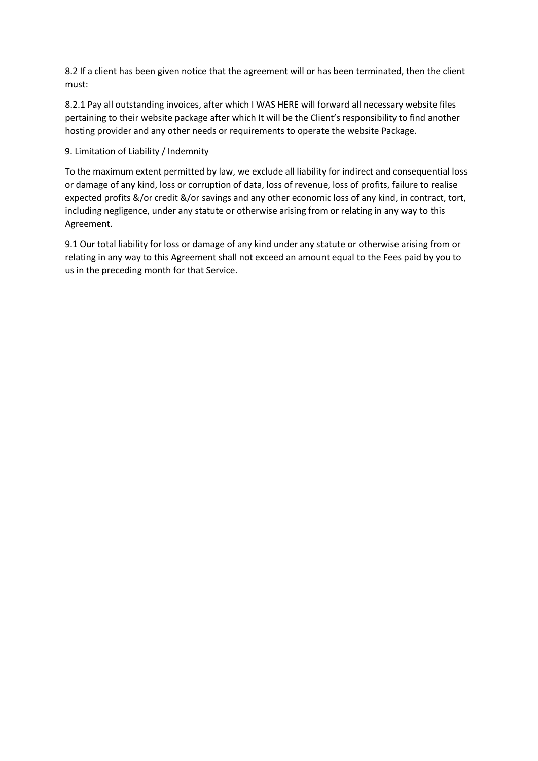8.2 If a client has been given notice that the agreement will or has been terminated, then the client must:

8.2.1 Pay all outstanding invoices, after which I WAS HERE will forward all necessary website files pertaining to their website package after which It will be the Client's responsibility to find another hosting provider and any other needs or requirements to operate the website Package.

## 9. Limitation of Liability / Indemnity

To the maximum extent permitted by law, we exclude all liability for indirect and consequential loss or damage of any kind, loss or corruption of data, loss of revenue, loss of profits, failure to realise expected profits &/or credit &/or savings and any other economic loss of any kind, in contract, tort, including negligence, under any statute or otherwise arising from or relating in any way to this Agreement.

9.1 Our total liability for loss or damage of any kind under any statute or otherwise arising from or relating in any way to this Agreement shall not exceed an amount equal to the Fees paid by you to us in the preceding month for that Service.